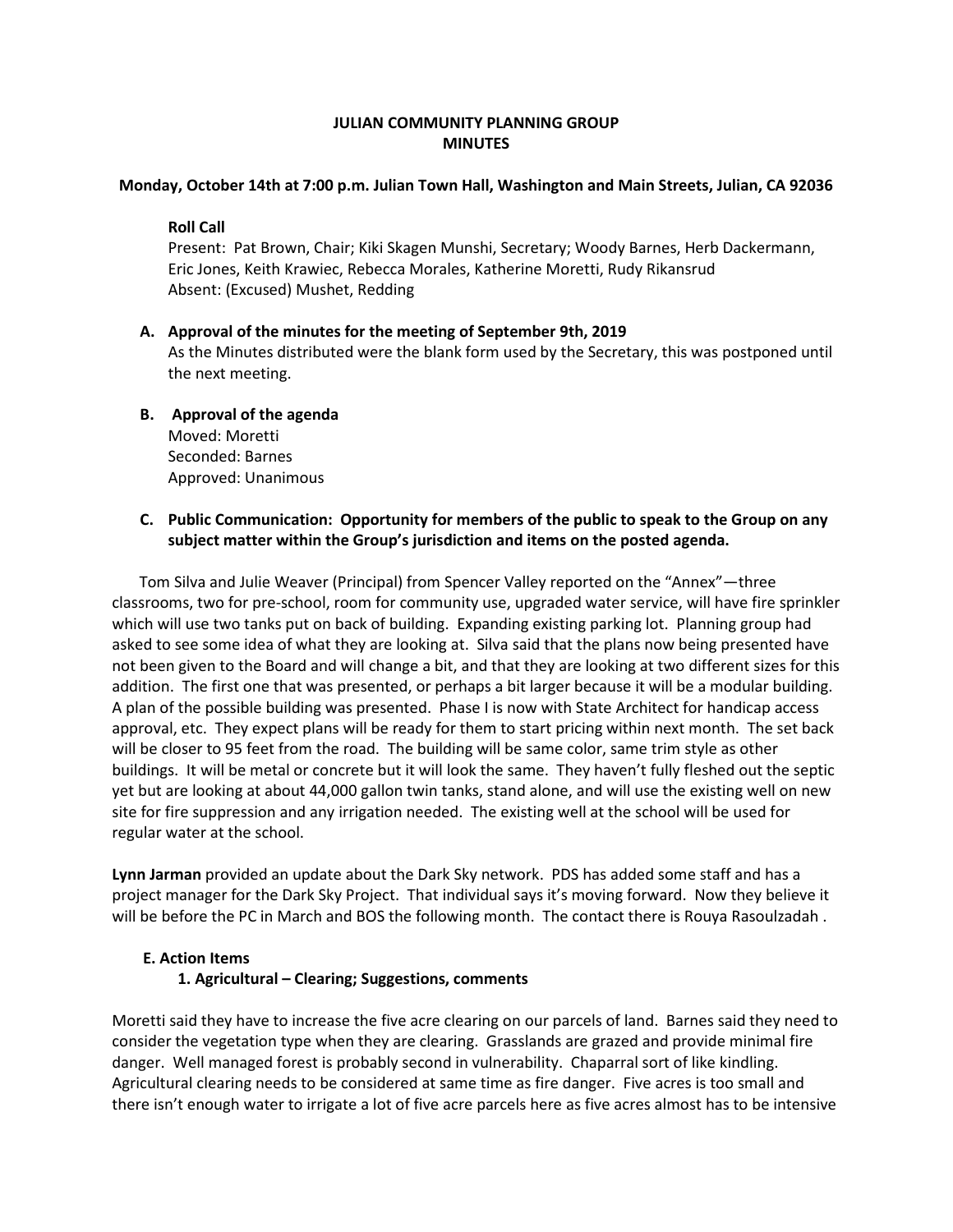**JULIAN COMMUNITY PLANNING GROUP**
**MINUTES**

**Monday, October 14th at 7:00 p.m. Julian Town Hall, Washington and Main Streets, Julian, CA 92036**

**Roll Call**

Present: Pat Brown, Chair; Kiki Skagen Munshi, Secretary; Woody Barnes, Herb Dackermann, Eric Jones, Keith Krawiec, Rebecca Morales, Katherine Moretti, Rudy Rikansrud
Absent: (Excused) Mushet, Redding

**A. Approval of the minutes for the meeting of September 9th, 2019**

As the Minutes distributed were the blank form used by the Secretary, this was postponed until the next meeting.

**B. Approval of the agenda**

Moved: Moretti
Seconded: Barnes
Approved: Unanimous

**C. Public Communication: Opportunity for members of the public to speak to the Group on any subject matter within the Group's jurisdiction and items on the posted agenda.**

Tom Silva and Julie Weaver (Principal) from Spencer Valley reported on the "Annex"—three classrooms, two for pre-school, room for community use, upgraded water service, will have fire sprinkler which will use two tanks put on back of building. Expanding existing parking lot. Planning group had asked to see some idea of what they are looking at. Silva said that the plans now being presented have not been given to the Board and will change a bit, and that they are looking at two different sizes for this addition. The first one that was presented, or perhaps a bit larger because it will be a modular building. A plan of the possible building was presented. Phase I is now with State Architect for handicap access approval, etc. They expect plans will be ready for them to start pricing within next month. The set back will be closer to 95 feet from the road. The building will be same color, same trim style as other buildings. It will be metal or concrete but it will look the same. They haven't fully fleshed out the septic yet but are looking at about 44,000 gallon twin tanks, stand alone, and will use the existing well on new site for fire suppression and any irrigation needed. The existing well at the school will be used for regular water at the school.

**Lynn Jarman** provided an update about the Dark Sky network. PDS has added some staff and has a project manager for the Dark Sky Project. That individual says it's moving forward. Now they believe it will be before the PC in March and BOS the following month. The contact there is Rouya Rasoulzadah .

**E. Action Items**

**1. Agricultural – Clearing; Suggestions, comments**

Moretti said they have to increase the five acre clearing on our parcels of land. Barnes said they need to consider the vegetation type when they are clearing. Grasslands are grazed and provide minimal fire danger. Well managed forest is probably second in vulnerability. Chaparral sort of like kindling. Agricultural clearing needs to be considered at same time as fire danger. Five acres is too small and there isn't enough water to irrigate a lot of five acre parcels here as five acres almost has to be intensive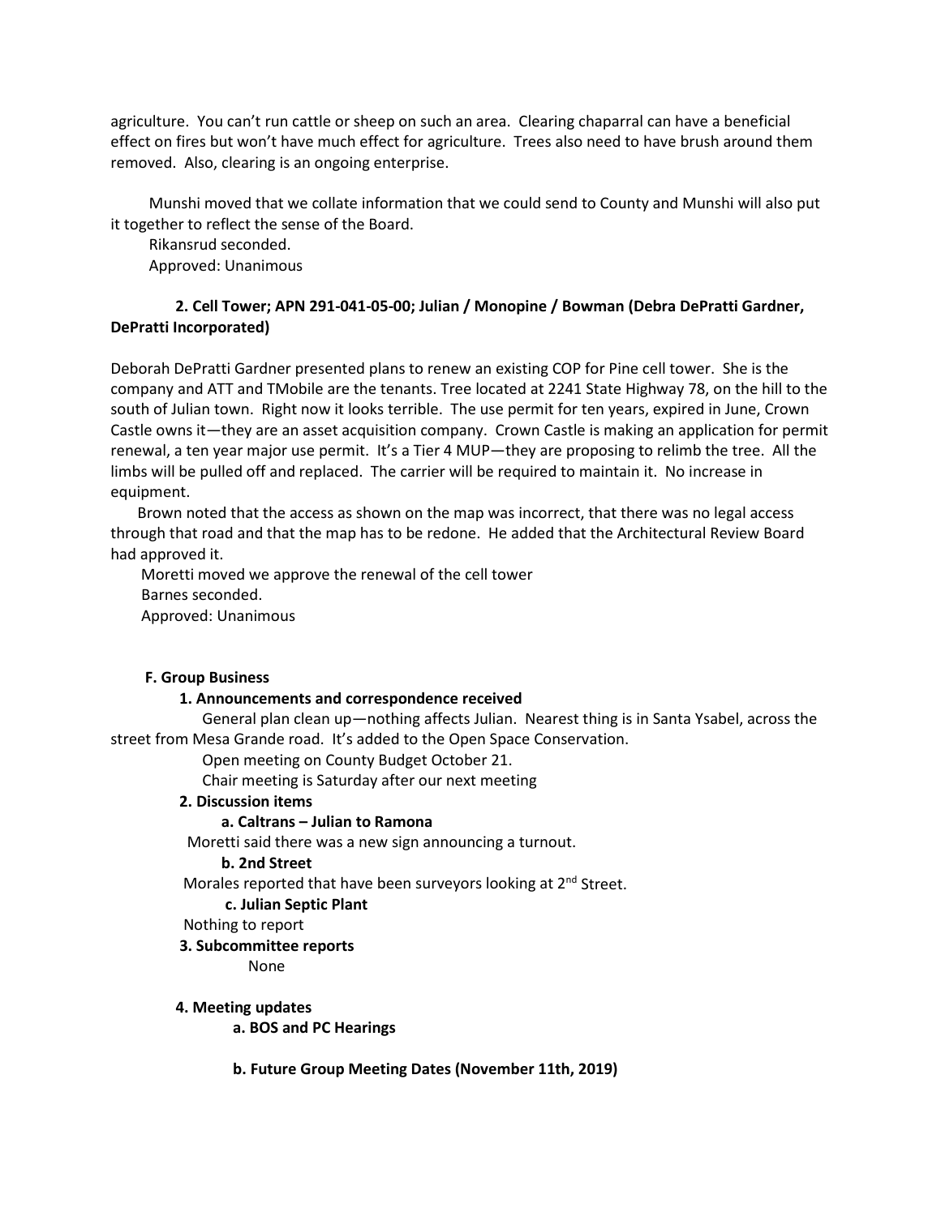agriculture. You can't run cattle or sheep on such an area. Clearing chaparral can have a beneficial effect on fires but won't have much effect for agriculture. Trees also need to have brush around them removed. Also, clearing is an ongoing enterprise.

Munshi moved that we collate information that we could send to County and Munshi will also put it together to reflect the sense of the Board.

Rikansrud seconded.

Approved: Unanimous

**2. Cell Tower; APN 291-041-05-00; Julian / Monopine / Bowman (Debra DePratti Gardner, DePratti Incorporated)**

Deborah DePratti Gardner presented plans to renew an existing COP for Pine cell tower. She is the company and ATT and TMobile are the tenants. Tree located at 2241 State Highway 78, on the hill to the south of Julian town. Right now it looks terrible. The use permit for ten years, expired in June, Crown Castle owns it—they are an asset acquisition company. Crown Castle is making an application for permit renewal, a ten year major use permit. It's a Tier 4 MUP—they are proposing to relimb the tree. All the limbs will be pulled off and replaced. The carrier will be required to maintain it. No increase in equipment.

Brown noted that the access as shown on the map was incorrect, that there was no legal access through that road and that the map has to be redone. He added that the Architectural Review Board had approved it.

Moretti moved we approve the renewal of the cell tower

Barnes seconded.

Approved: Unanimous

**F. Group Business**

**1. Announcements and correspondence received**

General plan clean up—nothing affects Julian. Nearest thing is in Santa Ysabel, across the street from Mesa Grande road. It's added to the Open Space Conservation.

Open meeting on County Budget October 21.

Chair meeting is Saturday after our next meeting

**2. Discussion items**

**a. Caltrans – Julian to Ramona**

Moretti said there was a new sign announcing a turnout.

**b. 2nd Street**

Morales reported that have been surveyors looking at 2nd Street.

**c. Julian Septic Plant**

Nothing to report

**3. Subcommittee reports**

None

**4. Meeting updates**

**a. BOS and PC Hearings**

**b. Future Group Meeting Dates (November 11th, 2019)**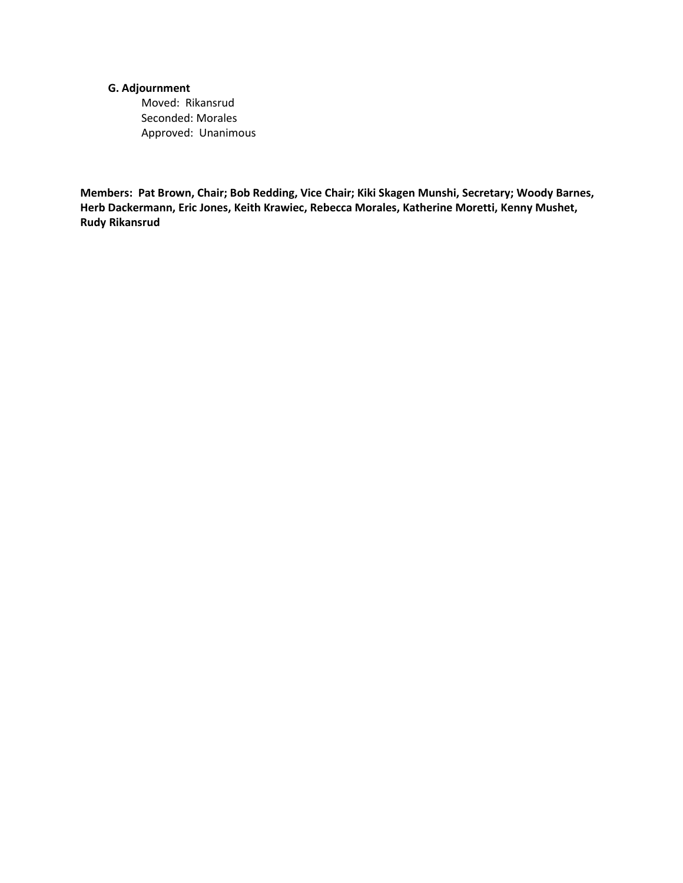**G. Adjournment**

Moved: Rikansrud
Seconded: Morales
Approved: Unanimous

**Members: Pat Brown, Chair; Bob Redding, Vice Chair; Kiki Skagen Munshi, Secretary; Woody Barnes, Herb Dackermann, Eric Jones, Keith Krawiec, Rebecca Morales, Katherine Moretti, Kenny Mushet, Rudy Rikansrud**